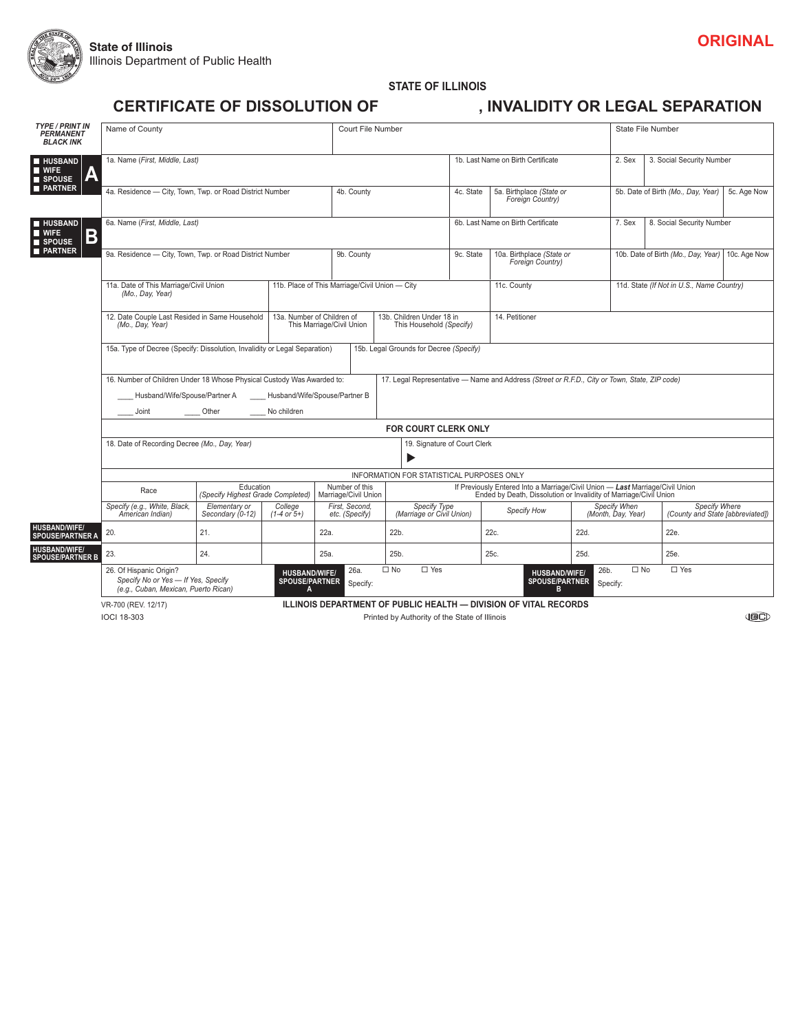**State of Illinois**
Illinois Department of Public Health

**ORIGINAL**

**STATE OF ILLINOIS**

# CERTIFICATE OF DISSOLUTION OF , INVALIDITY OR LEGAL SEPARATION

***TYPE / PRINT IN PERMANENT BLACK INK***

| Name of County | Court File Number | State File Number |
|---|---|---|
| | | |

**■ HUSBAND ■ WIFE ■ SPOUSE ■ PARTNER — A**

| 1a. Name *(First, Middle, Last)* | 1b. Last Name on Birth Certificate | 2. Sex | 3. Social Security Number |
|---|---|---|---|
| | | | |

| 4a. Residence — City, Town, Twp. or Road District Number | 4b. County | 4c. State | 5a. Birthplace *(State or Foreign Country)* | 5b. Date of Birth *(Mo., Day, Year)* | 5c. Age Now |
|---|---|---|---|---|---|
| | | | | | |

**■ HUSBAND ■ WIFE ■ SPOUSE ■ PARTNER — B**

| 6a. Name *(First, Middle, Last)* | 6b. Last Name on Birth Certificate | 7. Sex | 8. Social Security Number |
|---|---|---|---|
| | | | |

| 9a. Residence — City, Town, Twp. or Road District Number | 9b. County | 9c. State | 10a. Birthplace *(State or Foreign Country)* | 10b. Date of Birth *(Mo., Day, Year)* | 10c. Age Now |
|---|---|---|---|---|---|
| | | | | | |

| 11a. Date of This Marriage/Civil Union *(Mo., Day, Year)* | 11b. Place of This Marriage/Civil Union — City | 11c. County | 11d. State *(If Not in U.S., Name Country)* |
|---|---|---|---|
| | | | |

| 12. Date Couple Last Resided in Same Household *(Mo., Day, Year)* | 13a. Number of Children of This Marriage/Civil Union | 13b. Children Under 18 in This Household *(Specify)* | 14. Petitioner |
|---|---|---|---|
| | | | |

| 15a. Type of Decree (Specify: Dissolution, Invalidity or Legal Separation) | 15b. Legal Grounds for Decree *(Specify)* |
|---|---|
| | |

| 16. Number of Children Under 18 Whose Physical Custody Was Awarded to: | 17. Legal Representative — Name and Address *(Street or R.F.D., City or Town, State, ZIP code)* |
|---|---|
| ____ Husband/Wife/Spouse/Partner A ____ Husband/Wife/Spouse/Partner B ____ Joint ____ Other ____ No children | |

**FOR COURT CLERK ONLY**

| 18. Date of Recording Decree *(Mo., Day, Year)* | 19. Signature of Court Clerk ▶ |
|---|---|
| | |

**INFORMATION FOR STATISTICAL PURPOSES ONLY**

| | Race | Education *(Specify Highest Grade Completed)* | | Number of this Marriage/Civil Union | If Previously Entered Into a Marriage/Civil Union — ***Last*** Marriage/Civil Union Ended by Death, Dissolution or Invalidity of Marriage/Civil Union | | | |
|---|---|---|---|---|---|---|---|---|
| | *Specify (e.g., White, Black, American Indian)* | *Elementary or Secondary (0-12)* | *College (1-4 or 5+)* | *First, Second, etc. (Specify)* | *Specify Type (Marriage or Civil Union)* | *Specify How* | *Specify When (Month, Day, Year)* | *Specify Where (County and State [abbreviated])* |
| **HUSBAND/WIFE/ SPOUSE/PARTNER A** | 20. | 21. | | 22a. | 22b. | 22c. | 22d. | 22e. |
| **HUSBAND/WIFE/ SPOUSE/PARTNER B** | 23. | 24. | | 25a. | 25b. | 25c. | 25d. | 25e. |

| 26. Of Hispanic Origin? *Specify No or Yes — If Yes, Specify (e.g., Cuban, Mexican, Puerto Rican)* | **HUSBAND/WIFE/ SPOUSE/PARTNER A** | 26a. ☐ No ☐ Yes Specify: | **HUSBAND/WIFE/ SPOUSE/PARTNER B** | 26b. ☐ No ☐ Yes Specify: |
|---|---|---|---|---|

VR-700 (REV. 12/17)
IOCI 18-303

**ILLINOIS DEPARTMENT OF PUBLIC HEALTH — DIVISION OF VITAL RECORDS**
Printed by Authority of the State of Illinois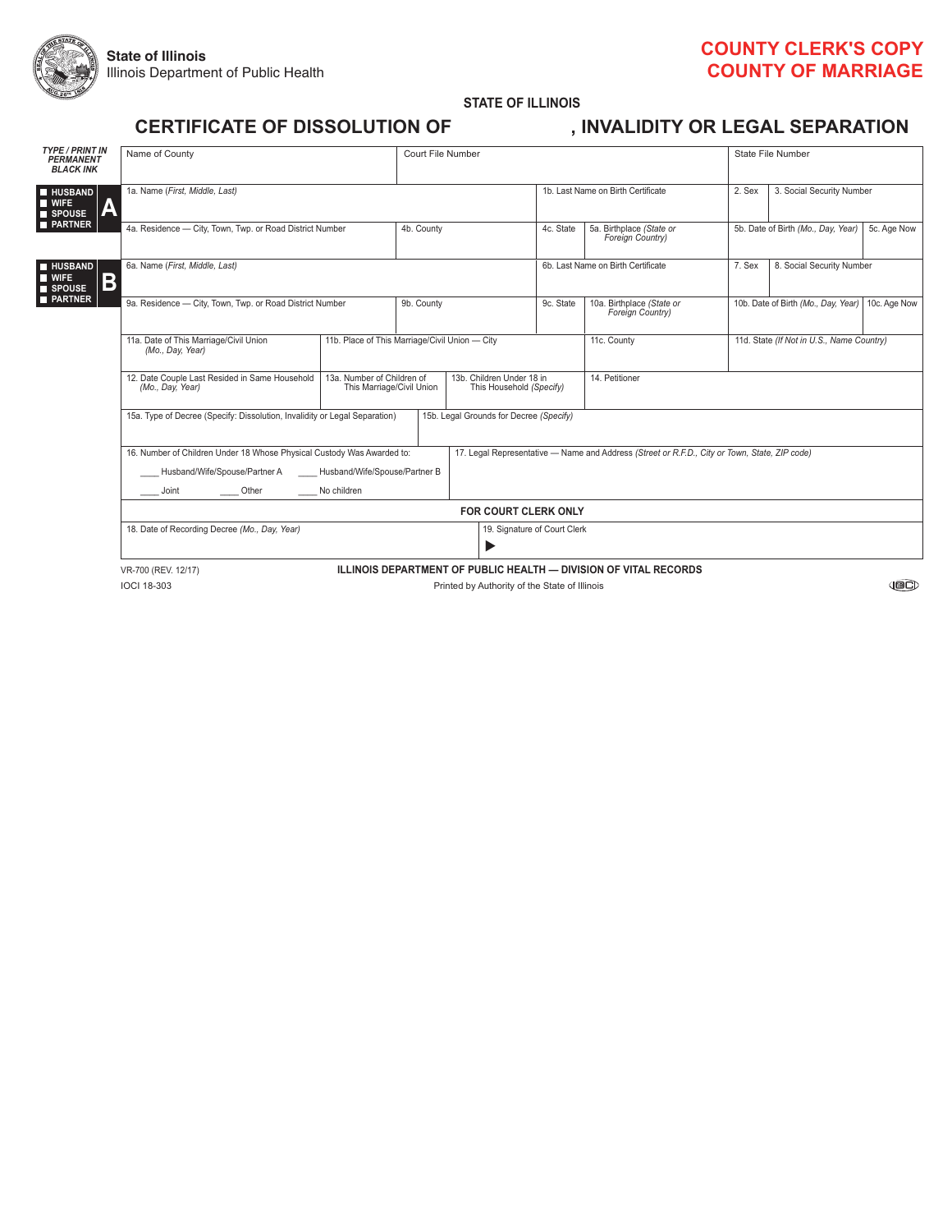State of Illinois
Illinois Department of Public Health

**COUNTY CLERK'S COPY**
**COUNTY OF MARRIAGE**

**STATE OF ILLINOIS**

# CERTIFICATE OF DISSOLUTION OF , INVALIDITY OR LEGAL SEPARATION

*TYPE / PRINT IN PERMANENT BLACK INK*

| | | | | | | | |
|---|---|---|---|---|---|---|---|
| Name of County | | Court File Number | | | State File Number | | |
| **A** ■ HUSBAND ■ WIFE ■ SPOUSE ■ PARTNER | 1a. Name (*First, Middle, Last*) | | 1b. Last Name on Birth Certificate | | 2. Sex | 3. Social Security Number | |
| | 4a. Residence — City, Town, Twp. or Road District Number | 4b. County | 4c. State | 5a. Birthplace (*State or Foreign Country*) | 5b. Date of Birth (*Mo., Day, Year*) | | 5c. Age Now |
| **B** ■ HUSBAND ■ WIFE ■ SPOUSE ■ PARTNER | 6a. Name (*First, Middle, Last*) | | 6b. Last Name on Birth Certificate | | 7. Sex | 8. Social Security Number | |
| | 9a. Residence — City, Town, Twp. or Road District Number | 9b. County | 9c. State | 10a. Birthplace (*State or Foreign Country*) | 10b. Date of Birth (*Mo., Day, Year*) | | 10c. Age Now |
| 11a. Date of This Marriage/Civil Union (*Mo., Day, Year*) | 11b. Place of This Marriage/Civil Union — City | | 11c. County | | 11d. State (*If Not in U.S., Name Country*) | | |
| 12. Date Couple Last Resided in Same Household (*Mo., Day, Year*) | 13a. Number of Children of This Marriage/Civil Union | 13b. Children Under 18 in This Household (*Specify*) | 14. Petitioner | | | | |
| 15a. Type of Decree (Specify: Dissolution, Invalidity or Legal Separation) | | 15b. Legal Grounds for Decree (*Specify*) | | | | | |
| 16. Number of Children Under 18 Whose Physical Custody Was Awarded to: ____ Husband/Wife/Spouse/Partner A ____ Husband/Wife/Spouse/Partner B ____ Joint ____ Other ____ No children | | 17. Legal Representative — Name and Address (*Street or R.F.D., City or Town, State, ZIP code*) | | | | | |

**FOR COURT CLERK ONLY**

| | |
|---|---|
| 18. Date of Recording Decree (*Mo., Day, Year*) | 19. Signature of Court Clerk ▶ |

VR-700 (REV. 12/17)
IOCI 18-303

**ILLINOIS DEPARTMENT OF PUBLIC HEALTH — DIVISION OF VITAL RECORDS**
Printed by Authority of the State of Illinois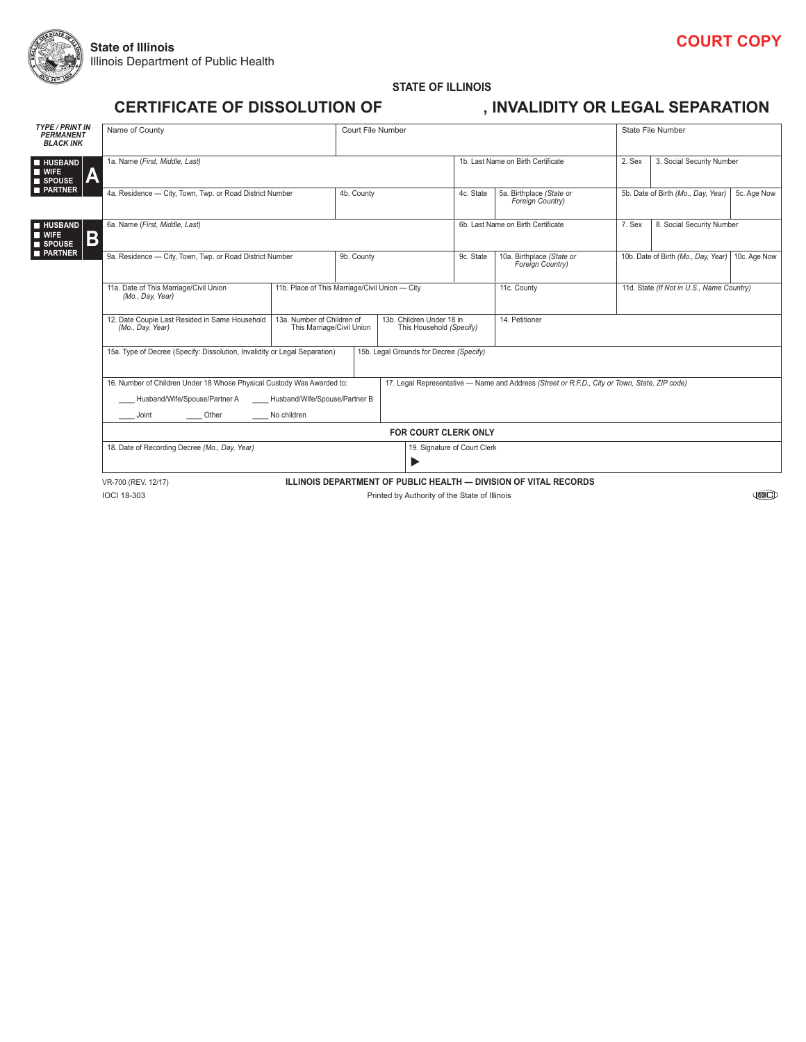**State of Illinois**
Illinois Department of Public Health

**COURT COPY**

**STATE OF ILLINOIS**

## CERTIFICATE OF DISSOLUTION OF , INVALIDITY OR LEGAL SEPARATION

*TYPE / PRINT IN PERMANENT BLACK INK*

| Name of County | Court File Number | State File Number |
|---|---|---|
| | | |

**A** — HUSBAND / WIFE / SPOUSE / PARTNER

| 1a. Name *(First, Middle, Last)* | 1b. Last Name on Birth Certificate | 2. Sex | 3. Social Security Number |
|---|---|---|---|
| | | | |

| 4a. Residence — City, Town, Twp. or Road District Number | 4b. County | 4c. State | 5a. Birthplace *(State or Foreign Country)* | 5b. Date of Birth *(Mo., Day, Year)* | 5c. Age Now |
|---|---|---|---|---|---|
| | | | | | |

**B** — HUSBAND / WIFE / SPOUSE / PARTNER

| 6a. Name *(First, Middle, Last)* | 6b. Last Name on Birth Certificate | 7. Sex | 8. Social Security Number |
|---|---|---|---|
| | | | |

| 9a. Residence — City, Town, Twp. or Road District Number | 9b. County | 9c. State | 10a. Birthplace *(State or Foreign Country)* | 10b. Date of Birth *(Mo., Day, Year)* | 10c. Age Now |
|---|---|---|---|---|---|
| | | | | | |

| 11a. Date of This Marriage/Civil Union *(Mo., Day, Year)* | 11b. Place of This Marriage/Civil Union — City | 11c. County | 11d. State *(If Not in U.S., Name Country)* |
|---|---|---|---|
| | | | |

| 12. Date Couple Last Resided in Same Household *(Mo., Day, Year)* | 13a. Number of Children of This Marriage/Civil Union | 13b. Children Under 18 in This Household *(Specify)* | 14. Petitioner |
|---|---|---|---|
| | | | |

| 15a. Type of Decree (Specify: Dissolution, Invalidity or Legal Separation) | 15b. Legal Grounds for Decree *(Specify)* |
|---|---|
| | |

| 16. Number of Children Under 18 Whose Physical Custody Was Awarded to: | 17. Legal Representative — Name and Address *(Street or R.F.D., City or Town, State, ZIP code)* |
|---|---|
| ____ Husband/Wife/Spouse/Partner A ____ Husband/Wife/Spouse/Partner B ____ Joint ____ Other ____ No children | |

**FOR COURT CLERK ONLY**

| 18. Date of Recording Decree *(Mo., Day, Year)* | 19. Signature of Court Clerk |
|---|---|
| | ▶ |

VR-700 (REV. 12/17)
IOCI 18-303

**ILLINOIS DEPARTMENT OF PUBLIC HEALTH — DIVISION OF VITAL RECORDS**
Printed by Authority of the State of Illinois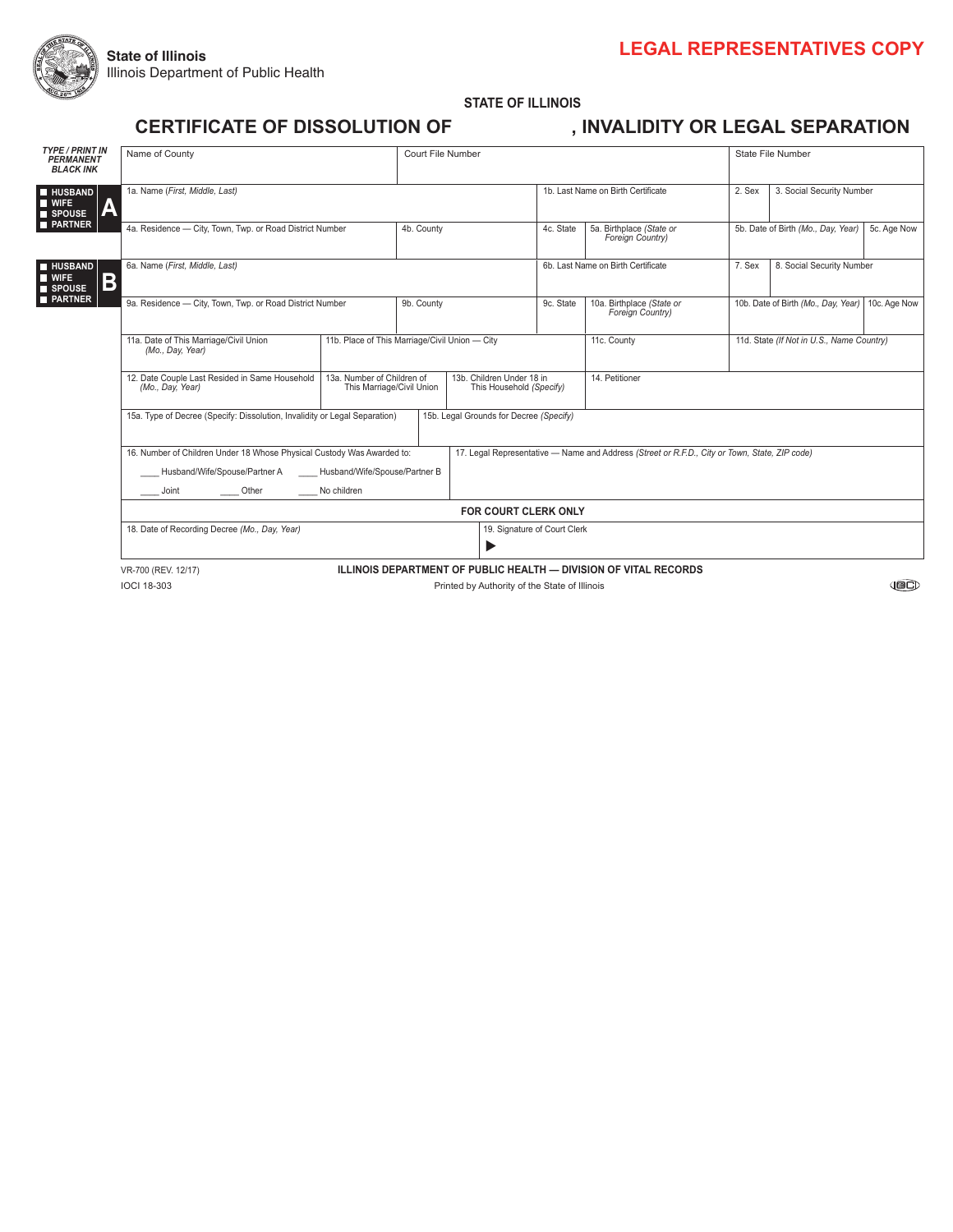State of Illinois
Illinois Department of Public Health

**LEGAL REPRESENTATIVES COPY**

**STATE OF ILLINOIS**

# CERTIFICATE OF DISSOLUTION OF , INVALIDITY OR LEGAL SEPARATION

*TYPE / PRINT IN PERMANENT BLACK INK*

| | | | | | | |
|---|---|---|---|---|---|---|
| Name of County | | Court File Number | | | State File Number | |
| **A** ■ HUSBAND ■ WIFE ■ SPOUSE ■ PARTNER | 1a. Name *(First, Middle, Last)* | | 1b. Last Name on Birth Certificate | | 2. Sex | 3. Social Security Number |
| | 4a. Residence — City, Town, Twp. or Road District Number | 4b. County | 4c. State | 5a. Birthplace *(State or Foreign Country)* | 5b. Date of Birth *(Mo., Day, Year)* | 5c. Age Now |
| **B** ■ HUSBAND ■ WIFE ■ SPOUSE ■ PARTNER | 6a. Name *(First, Middle, Last)* | | 6b. Last Name on Birth Certificate | | 7. Sex | 8. Social Security Number |
| | 9a. Residence — City, Town, Twp. or Road District Number | 9b. County | 9c. State | 10a. Birthplace *(State or Foreign Country)* | 10b. Date of Birth *(Mo., Day, Year)* | 10c. Age Now |
| 11a. Date of This Marriage/Civil Union *(Mo., Day, Year)* | 11b. Place of This Marriage/Civil Union — City | | 11c. County | | 11d. State *(If Not in U.S., Name Country)* | |
| 12. Date Couple Last Resided in Same Household *(Mo., Day, Year)* | 13a. Number of Children of This Marriage/Civil Union | 13b. Children Under 18 in This Household *(Specify)* | 14. Petitioner | | | |
| 15a. Type of Decree (Specify: Dissolution, Invalidity or Legal Separation) | 15b. Legal Grounds for Decree *(Specify)* | | | | | |
| 16. Number of Children Under 18 Whose Physical Custody Was Awarded to: ____ Husband/Wife/Spouse/Partner A ____ Husband/Wife/Spouse/Partner B ____ Joint ____ Other ____ No children | 17. Legal Representative — Name and Address *(Street or R.F.D., City or Town, State, ZIP code)* | | | | | |
| **FOR COURT CLERK ONLY** | | | | | | |
| 18. Date of Recording Decree *(Mo., Day, Year)* | 19. Signature of Court Clerk ▶ | | | | | |

VR-700 (REV. 12/17)
IOCI 18-303

**ILLINOIS DEPARTMENT OF PUBLIC HEALTH — DIVISION OF VITAL RECORDS**
Printed by Authority of the State of Illinois